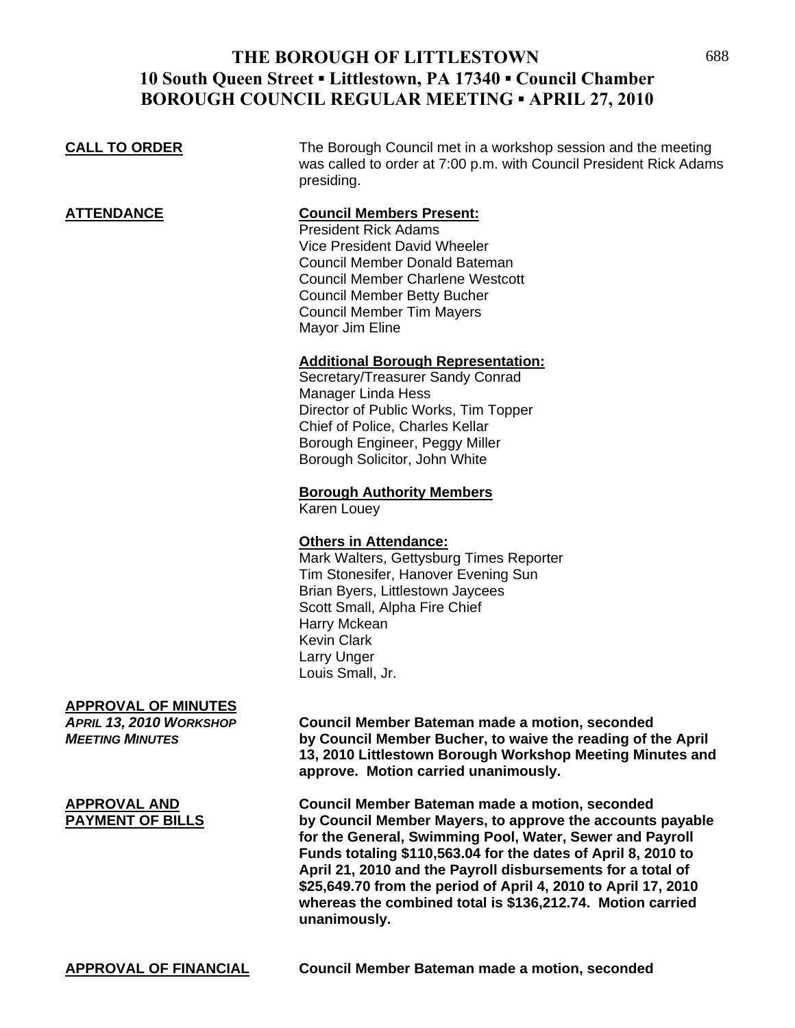# THE BOROUGH OF LITTLESTOWN
## 10 South Queen Street ▪ Littlestown, PA 17340 ▪ Council Chamber
## BOROUGH COUNCIL REGULAR MEETING ▪ APRIL 27, 2010

**CALL TO ORDER**

The Borough Council met in a workshop session and the meeting was called to order at 7:00 p.m. with Council President Rick Adams presiding.

**ATTENDANCE**

**Council Members Present:**
President Rick Adams
Vice President David Wheeler
Council Member Donald Bateman
Council Member Charlene Westcott
Council Member Betty Bucher
Council Member Tim Mayers
Mayor Jim Eline

**Additional Borough Representation:**
Secretary/Treasurer Sandy Conrad
Manager Linda Hess
Director of Public Works, Tim Topper
Chief of Police, Charles Kellar
Borough Engineer, Peggy Miller
Borough Solicitor, John White

**Borough Authority Members**
Karen Louey

**Others in Attendance:**
Mark Walters, Gettysburg Times Reporter
Tim Stonesifer, Hanover Evening Sun
Brian Byers, Littlestown Jaycees
Scott Small, Alpha Fire Chief
Harry Mckean
Kevin Clark
Larry Unger
Louis Small, Jr.

**APPROVAL OF MINUTES**

***APRIL 13, 2010 WORKSHOP MEETING MINUTES***

**Council Member Bateman made a motion, seconded by Council Member Bucher, to waive the reading of the April 13, 2010 Littlestown Borough Workshop Meeting Minutes and approve. Motion carried unanimously.**

**APPROVAL AND PAYMENT OF BILLS**

**Council Member Bateman made a motion, seconded by Council Member Mayers, to approve the accounts payable for the General, Swimming Pool, Water, Sewer and Payroll Funds totaling $110,563.04 for the dates of April 8, 2010 to April 21, 2010 and the Payroll disbursements for a total of $25,649.70 from the period of April 4, 2010 to April 17, 2010 whereas the combined total is $136,212.74. Motion carried unanimously.**

**APPROVAL OF FINANCIAL**

**Council Member Bateman made a motion, seconded**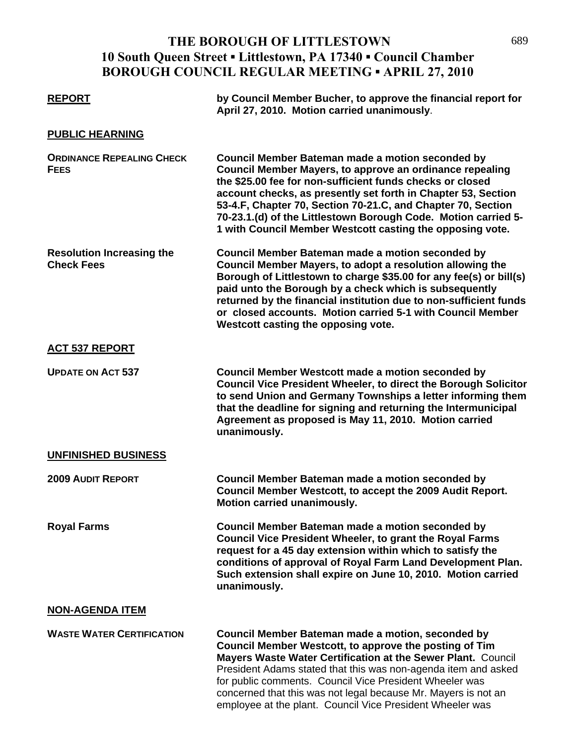# THE BOROUGH OF LITTLESTOWN
## 10 South Queen Street ▪ Littlestown, PA 17340 ▪ Council Chamber
## BOROUGH COUNCIL REGULAR MEETING ▪ APRIL 27, 2010

**REPORT** — **by Council Member Bucher, to approve the financial report for April 27, 2010. Motion carried unanimously**.

**PUBLIC HEARNING**

**ORDINANCE REPEALING CHECK FEES** — **Council Member Bateman made a motion seconded by Council Member Mayers, to approve an ordinance repealing the $25.00 fee for non-sufficient funds checks or closed account checks, as presently set forth in Chapter 53, Section 53-4.F, Chapter 70, Section 70-21.C, and Chapter 70, Section 70-23.1.(d) of the Littlestown Borough Code. Motion carried 5-1 with Council Member Westcott casting the opposing vote.**

**Resolution Increasing the Check Fees** — **Council Member Bateman made a motion seconded by Council Member Mayers, to adopt a resolution allowing the Borough of Littlestown to charge $35.00 for any fee(s) or bill(s) paid unto the Borough by a check which is subsequently returned by the financial institution due to non-sufficient funds or closed accounts. Motion carried 5-1 with Council Member Westcott casting the opposing vote.**

**ACT 537 REPORT**

**UPDATE ON ACT 537** — **Council Member Westcott made a motion seconded by Council Vice President Wheeler, to direct the Borough Solicitor to send Union and Germany Townships a letter informing them that the deadline for signing and returning the Intermunicipal Agreement as proposed is May 11, 2010. Motion carried unanimously.**

**UNFINISHED BUSINESS**

**2009 AUDIT REPORT** — **Council Member Bateman made a motion seconded by Council Member Westcott, to accept the 2009 Audit Report. Motion carried unanimously.**

**Royal Farms** — **Council Member Bateman made a motion seconded by Council Vice President Wheeler, to grant the Royal Farms request for a 45 day extension within which to satisfy the conditions of approval of Royal Farm Land Development Plan. Such extension shall expire on June 10, 2010. Motion carried unanimously.**

**NON-AGENDA ITEM**

**WASTE WATER CERTIFICATION** — **Council Member Bateman made a motion, seconded by Council Member Westcott, to approve the posting of Tim Mayers Waste Water Certification at the Sewer Plant.** Council President Adams stated that this was non-agenda item and asked for public comments. Council Vice President Wheeler was concerned that this was not legal because Mr. Mayers is not an employee at the plant. Council Vice President Wheeler was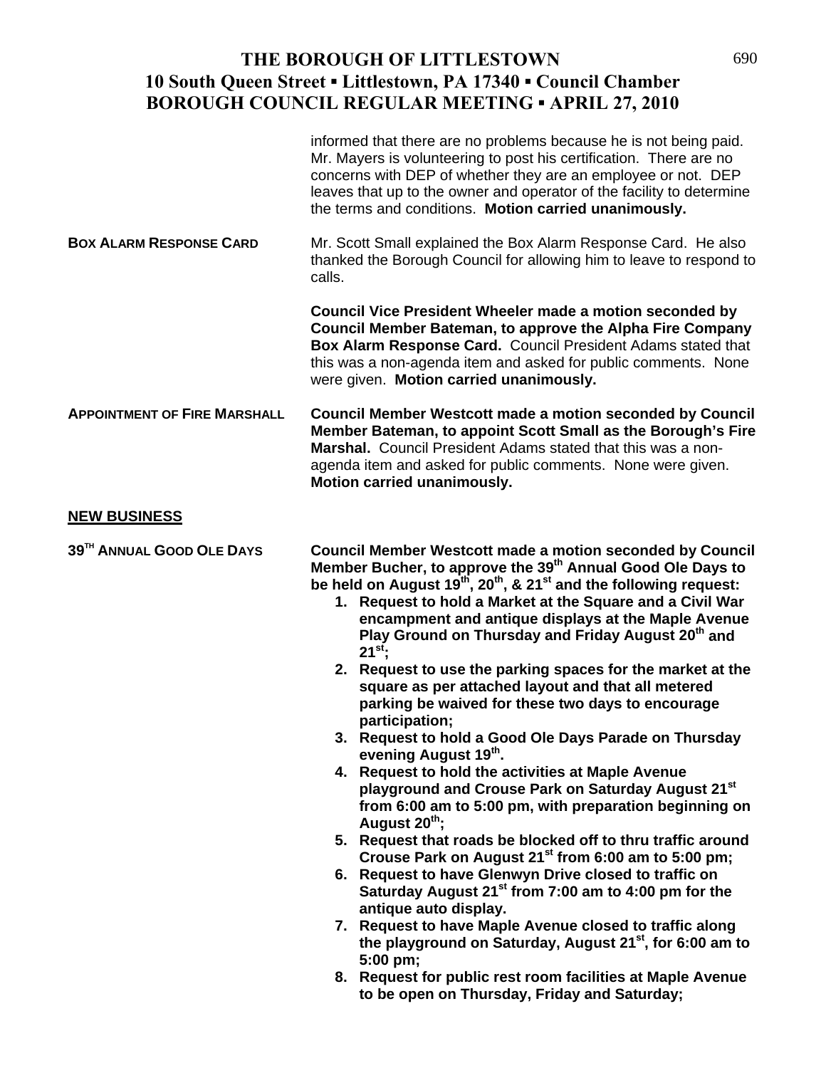informed that there are no problems because he is not being paid. Mr. Mayers is volunteering to post his certification. There are no concerns with DEP of whether they are an employee or not. DEP leaves that up to the owner and operator of the facility to determine the terms and conditions. **Motion carried unanimously.**

**BOX ALARM RESPONSE CARD**

Mr. Scott Small explained the Box Alarm Response Card. He also thanked the Borough Council for allowing him to leave to respond to calls.

**Council Vice President Wheeler made a motion seconded by Council Member Bateman, to approve the Alpha Fire Company Box Alarm Response Card.** Council President Adams stated that this was a non-agenda item and asked for public comments. None were given. **Motion carried unanimously.**

**APPOINTMENT OF FIRE MARSHALL**

**Council Member Westcott made a motion seconded by Council Member Bateman, to appoint Scott Small as the Borough's Fire Marshal.** Council President Adams stated that this was a non-agenda item and asked for public comments. None were given. **Motion carried unanimously.**

## NEW BUSINESS

**39TH ANNUAL GOOD OLE DAYS**

**Council Member Westcott made a motion seconded by Council Member Bucher, to approve the 39th Annual Good Ole Days to be held on August 19th, 20th, & 21st and the following request:**

1. **Request to hold a Market at the Square and a Civil War encampment and antique displays at the Maple Avenue Play Ground on Thursday and Friday August 20th and 21st;**
2. **Request to use the parking spaces for the market at the square as per attached layout and that all metered parking be waived for these two days to encourage participation;**
3. **Request to hold a Good Ole Days Parade on Thursday evening August 19th.**
4. **Request to hold the activities at Maple Avenue playground and Crouse Park on Saturday August 21st from 6:00 am to 5:00 pm, with preparation beginning on August 20th;**
5. **Request that roads be blocked off to thru traffic around Crouse Park on August 21st from 6:00 am to 5:00 pm;**
6. **Request to have Glenwyn Drive closed to traffic on Saturday August 21st from 7:00 am to 4:00 pm for the antique auto display.**
7. **Request to have Maple Avenue closed to traffic along the playground on Saturday, August 21st, for 6:00 am to 5:00 pm;**
8. **Request for public rest room facilities at Maple Avenue to be open on Thursday, Friday and Saturday;**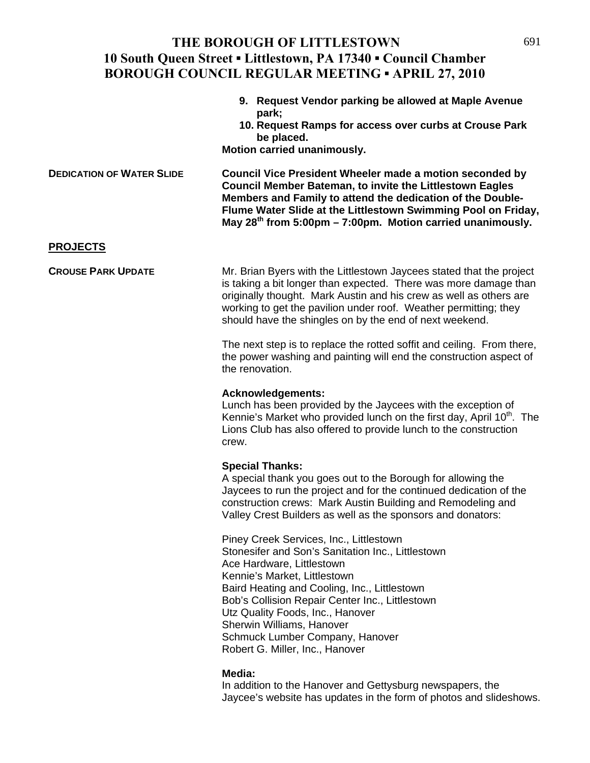9. **Request Vendor parking be allowed at Maple Avenue park;**
10. **Request Ramps for access over curbs at Crouse Park be placed.**

**Motion carried unanimously.**

**DEDICATION OF WATER SLIDE**

**Council Vice President Wheeler made a motion seconded by Council Member Bateman, to invite the Littlestown Eagles Members and Family to attend the dedication of the Double-Flume Water Slide at the Littlestown Swimming Pool on Friday, May 28th from 5:00pm – 7:00pm. Motion carried unanimously.**

## PROJECTS

**CROUSE PARK UPDATE**

Mr. Brian Byers with the Littlestown Jaycees stated that the project is taking a bit longer than expected. There was more damage than originally thought. Mark Austin and his crew as well as others are working to get the pavilion under roof. Weather permitting; they should have the shingles on by the end of next weekend.

The next step is to replace the rotted soffit and ceiling. From there, the power washing and painting will end the construction aspect of the renovation.

**Acknowledgements:**
Lunch has been provided by the Jaycees with the exception of Kennie's Market who provided lunch on the first day, April 10th. The Lions Club has also offered to provide lunch to the construction crew.

**Special Thanks:**
A special thank you goes out to the Borough for allowing the Jaycees to run the project and for the continued dedication of the construction crews: Mark Austin Building and Remodeling and Valley Crest Builders as well as the sponsors and donators:

Piney Creek Services, Inc., Littlestown
Stonesifer and Son's Sanitation Inc., Littlestown
Ace Hardware, Littlestown
Kennie's Market, Littlestown
Baird Heating and Cooling, Inc., Littlestown
Bob's Collision Repair Center Inc., Littlestown
Utz Quality Foods, Inc., Hanover
Sherwin Williams, Hanover
Schmuck Lumber Company, Hanover
Robert G. Miller, Inc., Hanover

**Media:**
In addition to the Hanover and Gettysburg newspapers, the Jaycee's website has updates in the form of photos and slideshows.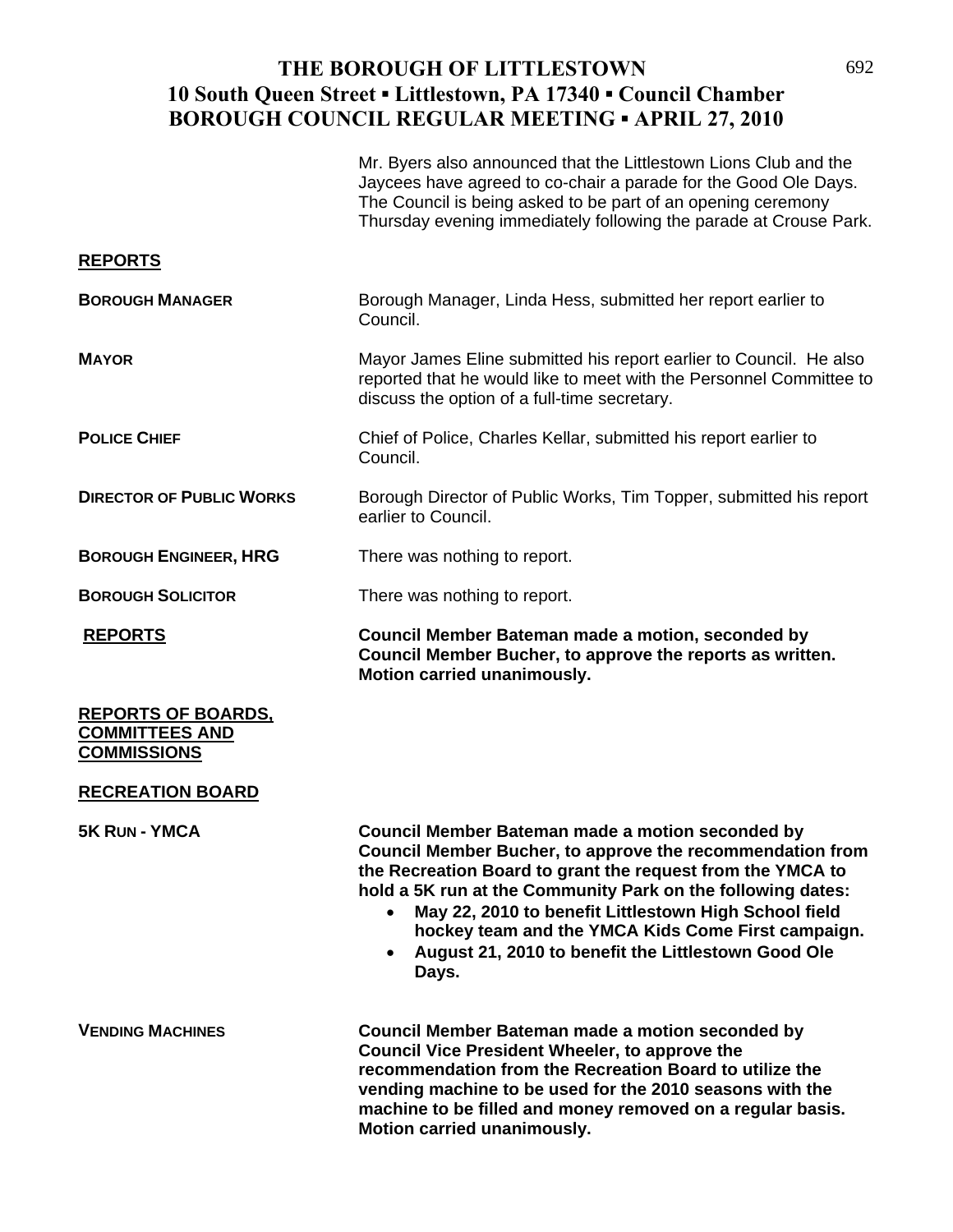Mr. Byers also announced that the Littlestown Lions Club and the Jaycees have agreed to co-chair a parade for the Good Ole Days. The Council is being asked to be part of an opening ceremony Thursday evening immediately following the parade at Crouse Park.

## REPORTS

**BOROUGH MANAGER**

Borough Manager, Linda Hess, submitted her report earlier to Council.

**MAYOR**

Mayor James Eline submitted his report earlier to Council. He also reported that he would like to meet with the Personnel Committee to discuss the option of a full-time secretary.

**POLICE CHIEF**

Chief of Police, Charles Kellar, submitted his report earlier to Council.

**DIRECTOR OF PUBLIC WORKS**

Borough Director of Public Works, Tim Topper, submitted his report earlier to Council.

**BOROUGH ENGINEER, HRG**

There was nothing to report.

**BOROUGH SOLICITOR**

There was nothing to report.

**REPORTS**

**Council Member Bateman made a motion, seconded by Council Member Bucher, to approve the reports as written. Motion carried unanimously.**

## REPORTS OF BOARDS, COMMITTEES AND COMMISSIONS

### RECREATION BOARD

**5K RUN - YMCA**

**Council Member Bateman made a motion seconded by Council Member Bucher, to approve the recommendation from the Recreation Board to grant the request from the YMCA to hold a 5K run at the Community Park on the following dates:**

- **May 22, 2010 to benefit Littlestown High School field hockey team and the YMCA Kids Come First campaign.**
- **August 21, 2010 to benefit the Littlestown Good Ole Days.**

**VENDING MACHINES**

**Council Member Bateman made a motion seconded by Council Vice President Wheeler, to approve the recommendation from the Recreation Board to utilize the vending machine to be used for the 2010 seasons with the machine to be filled and money removed on a regular basis. Motion carried unanimously.**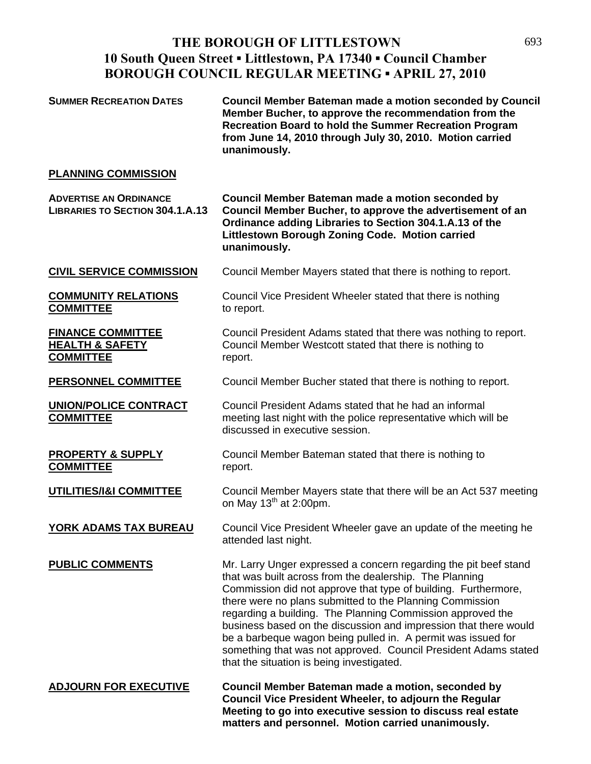# THE BOROUGH OF LITTLESTOWN
## 10 South Queen Street ▪ Littlestown, PA 17340 ▪ Council Chamber
## BOROUGH COUNCIL REGULAR MEETING ▪ APRIL 27, 2010

**SUMMER RECREATION DATES** — **Council Member Bateman made a motion seconded by Council Member Bucher, to approve the recommendation from the Recreation Board to hold the Summer Recreation Program from June 14, 2010 through July 30, 2010. Motion carried unanimously.**

**PLANNING COMMISSION**

**ADVERTISE AN ORDINANCE LIBRARIES TO SECTION 304.1.A.13** — **Council Member Bateman made a motion seconded by Council Member Bucher, to approve the advertisement of an Ordinance adding Libraries to Section 304.1.A.13 of the Littlestown Borough Zoning Code. Motion carried unanimously.**

**CIVIL SERVICE COMMISSION** — Council Member Mayers stated that there is nothing to report.

**COMMUNITY RELATIONS COMMITTEE** — Council Vice President Wheeler stated that there is nothing to report.

**FINANCE COMMITTEE** — Council President Adams stated that there was nothing to report.

**HEALTH & SAFETY COMMITTEE** — Council Member Westcott stated that there is nothing to report.

**PERSONNEL COMMITTEE** — Council Member Bucher stated that there is nothing to report.

**UNION/POLICE CONTRACT COMMITTEE** — Council President Adams stated that he had an informal meeting last night with the police representative which will be discussed in executive session.

**PROPERTY & SUPPLY COMMITTEE** — Council Member Bateman stated that there is nothing to report.

**UTILITIES/I&I COMMITTEE** — Council Member Mayers state that there will be an Act 537 meeting on May 13th at 2:00pm.

**YORK ADAMS TAX BUREAU** — Council Vice President Wheeler gave an update of the meeting he attended last night.

**PUBLIC COMMENTS** — Mr. Larry Unger expressed a concern regarding the pit beef stand that was built across from the dealership. The Planning Commission did not approve that type of building. Furthermore, there were no plans submitted to the Planning Commission regarding a building. The Planning Commission approved the business based on the discussion and impression that there would be a barbeque wagon being pulled in. A permit was issued for something that was not approved. Council President Adams stated that the situation is being investigated.

**ADJOURN FOR EXECUTIVE** — **Council Member Bateman made a motion, seconded by Council Vice President Wheeler, to adjourn the Regular Meeting to go into executive session to discuss real estate matters and personnel. Motion carried unanimously.**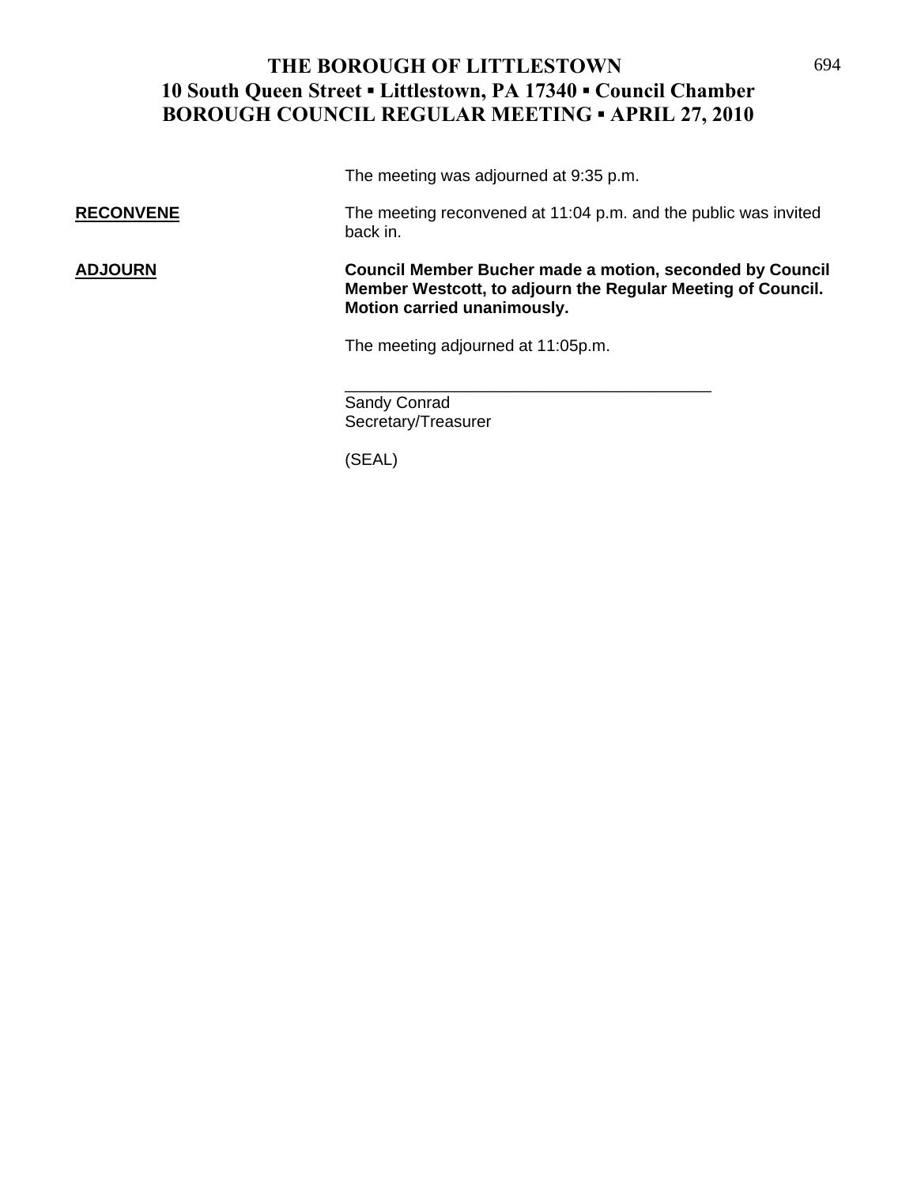The meeting was adjourned at 9:35 p.m.

**RECONVENE**

The meeting reconvened at 11:04 p.m. and the public was invited back in.

**ADJOURN**

**Council Member Bucher made a motion, seconded by Council Member Westcott, to adjourn the Regular Meeting of Council. Motion carried unanimously.**

The meeting adjourned at 11:05p.m.

\_\_\_\_\_\_\_\_\_\_\_\_\_\_\_\_\_\_\_\_\_\_\_\_\_\_\_\_\_\_\_\_\_\_\_\_\_\_\_\_

Sandy Conrad
Secretary/Treasurer

(SEAL)